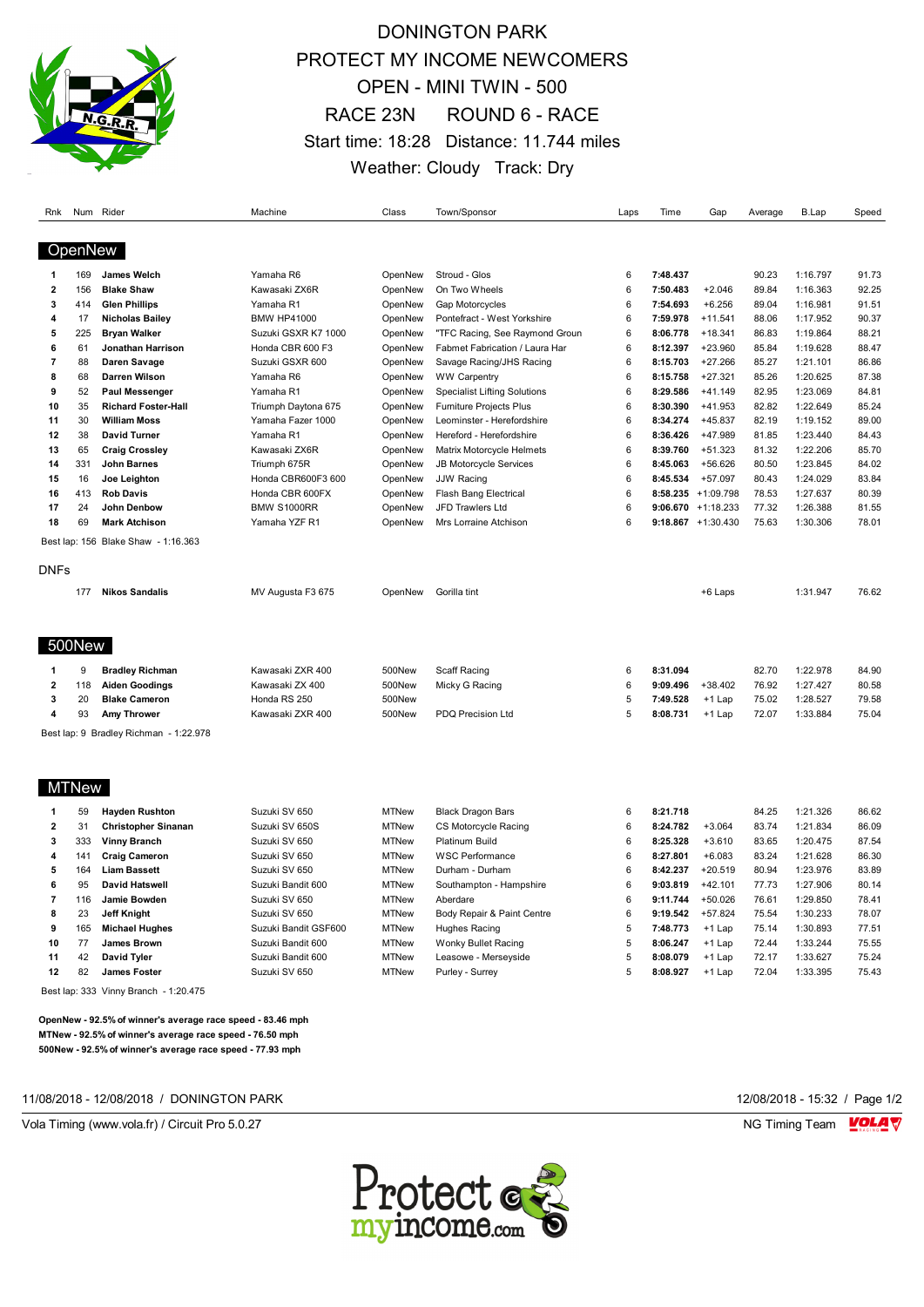# DONINGTON PARK
## PROTECT MY INCOME NEWCOMERS
## OPEN - MINI TWIN - 500
## RACE 23N ROUND 6 - RACE

Start time: 18:28 Distance: 11.744 miles

Weather: Cloudy Track: Dry

### OpenNew

| Rnk | Num | Rider | Machine | Class | Town/Sponsor | Laps | Time | Gap | Average | B.Lap | Speed |
|---|---|---|---|---|---|---|---|---|---|---|---|
| 1 | 169 | **James Welch** | Yamaha R6 | OpenNew | Stroud - Glos | 6 | **7:48.437** | | 90.23 | 1:16.797 | 91.73 |
| 2 | 156 | **Blake Shaw** | Kawasaki ZX6R | OpenNew | On Two Wheels | 6 | **7:50.483** | +2.046 | 89.84 | 1:16.363 | 92.25 |
| 3 | 414 | **Glen Phillips** | Yamaha R1 | OpenNew | Gap Motorcycles | 6 | **7:54.693** | +6.256 | 89.04 | 1:16.981 | 91.51 |
| 4 | 17 | **Nicholas Bailey** | BMW HP41000 | OpenNew | Pontefract - West Yorkshire | 6 | **7:59.978** | +11.541 | 88.06 | 1:17.952 | 90.37 |
| 5 | 225 | **Bryan Walker** | Suzuki GSXR K7 1000 | OpenNew | "TFC Racing, See Raymond Groun | 6 | **8:06.778** | +18.341 | 86.83 | 1:19.864 | 88.21 |
| 6 | 61 | **Jonathan Harrison** | Honda CBR 600 F3 | OpenNew | Fabmet Fabrication / Laura Har | 6 | **8:12.397** | +23.960 | 85.84 | 1:19.628 | 88.47 |
| 7 | 88 | **Daren Savage** | Suzuki GSXR 600 | OpenNew | Savage Racing/JHS Racing | 6 | **8:15.703** | +27.266 | 85.27 | 1:21.101 | 86.86 |
| 8 | 68 | **Darren Wilson** | Yamaha R6 | OpenNew | WW Carpentry | 6 | **8:15.758** | +27.321 | 85.26 | 1:20.625 | 87.38 |
| 9 | 52 | **Paul Messenger** | Yamaha R1 | OpenNew | Specialist Lifting Solutions | 6 | **8:29.586** | +41.149 | 82.95 | 1:23.069 | 84.81 |
| 10 | 35 | **Richard Foster-Hall** | Triumph Daytona 675 | OpenNew | Furniture Projects Plus | 6 | **8:30.390** | +41.953 | 82.82 | 1:22.649 | 85.24 |
| 11 | 30 | **William Moss** | Yamaha Fazer 1000 | OpenNew | Leominster - Herefordshire | 6 | **8:34.274** | +45.837 | 82.19 | 1:19.152 | 89.00 |
| 12 | 38 | **David Turner** | Yamaha R1 | OpenNew | Hereford - Herefordshire | 6 | **8:36.426** | +47.989 | 81.85 | 1:23.440 | 84.43 |
| 13 | 65 | **Craig Crossley** | Kawasaki ZX6R | OpenNew | Matrix Motorcycle Helmets | 6 | **8:39.760** | +51.323 | 81.32 | 1:22.206 | 85.70 |
| 14 | 331 | **John Barnes** | Triumph 675R | OpenNew | JB Motorcycle Services | 6 | **8:45.063** | +56.626 | 80.50 | 1:23.845 | 84.02 |
| 15 | 16 | **Joe Leighton** | Honda CBR600F3 600 | OpenNew | JJW Racing | 6 | **8:45.534** | +57.097 | 80.43 | 1:24.029 | 83.84 |
| 16 | 413 | **Rob Davis** | Honda CBR 600FX | OpenNew | Flash Bang Electrical | 6 | **8:58.235** | +1:09.798 | 78.53 | 1:27.637 | 80.39 |
| 17 | 24 | **John Denbow** | BMW S1000RR | OpenNew | JFD Trawlers Ltd | 6 | **9:06.670** | +1:18.233 | 77.32 | 1:26.388 | 81.55 |
| 18 | 69 | **Mark Atchison** | Yamaha YZF R1 | OpenNew | Mrs Lorraine Atchison | 6 | **9:18.867** | +1:30.430 | 75.63 | 1:30.306 | 78.01 |

Best lap: 156 Blake Shaw - 1:16.363

#### DNFs

| Rnk | Num | Rider | Machine | Class | Town/Sponsor | Laps | Time | Gap | Average | B.Lap | Speed |
|---|---|---|---|---|---|---|---|---|---|---|---|
| | 177 | **Nikos Sandalis** | MV Augusta F3 675 | OpenNew | Gorilla tint | | | +6 Laps | | 1:31.947 | 76.62 |

### 500New

| Rnk | Num | Rider | Machine | Class | Town/Sponsor | Laps | Time | Gap | Average | B.Lap | Speed |
|---|---|---|---|---|---|---|---|---|---|---|---|
| 1 | 9 | **Bradley Richman** | Kawasaki ZXR 400 | 500New | Scaff Racing | 6 | **8:31.094** | | 82.70 | 1:22.978 | 84.90 |
| 2 | 118 | **Aiden Goodings** | Kawasaki ZX 400 | 500New | Micky G Racing | 6 | **9:09.496** | +38.402 | 76.92 | 1:27.427 | 80.58 |
| 3 | 20 | **Blake Cameron** | Honda RS 250 | 500New | | 5 | **7:49.528** | +1 Lap | 75.02 | 1:28.527 | 79.58 |
| 4 | 93 | **Amy Thrower** | Kawasaki ZXR 400 | 500New | PDQ Precision Ltd | 5 | **8:08.731** | +1 Lap | 72.07 | 1:33.884 | 75.04 |

Best lap: 9 Bradley Richman - 1:22.978

### MTNew

| Rnk | Num | Rider | Machine | Class | Town/Sponsor | Laps | Time | Gap | Average | B.Lap | Speed |
|---|---|---|---|---|---|---|---|---|---|---|---|
| 1 | 59 | **Hayden Rushton** | Suzuki SV 650 | MTNew | Black Dragon Bars | 6 | **8:21.718** | | 84.25 | 1:21.326 | 86.62 |
| 2 | 31 | **Christopher Sinanan** | Suzuki SV 650S | MTNew | CS Motorcycle Racing | 6 | **8:24.782** | +3.064 | 83.74 | 1:21.834 | 86.09 |
| 3 | 333 | **Vinny Branch** | Suzuki SV 650 | MTNew | Platinum Build | 6 | **8:25.328** | +3.610 | 83.65 | 1:20.475 | 87.54 |
| 4 | 141 | **Craig Cameron** | Suzuki SV 650 | MTNew | WSC Performance | 6 | **8:27.801** | +6.083 | 83.24 | 1:21.628 | 86.30 |
| 5 | 164 | **Liam Bassett** | Suzuki SV 650 | MTNew | Durham - Durham | 6 | **8:42.237** | +20.519 | 80.94 | 1:23.976 | 83.89 |
| 6 | 95 | **David Hatswell** | Suzuki Bandit 600 | MTNew | Southampton - Hampshire | 6 | **9:03.819** | +42.101 | 77.73 | 1:27.906 | 80.14 |
| 7 | 116 | **Jamie Bowden** | Suzuki SV 650 | MTNew | Aberdare | 6 | **9:11.744** | +50.026 | 76.61 | 1:29.850 | 78.41 |
| 8 | 23 | **Jeff Knight** | Suzuki SV 650 | MTNew | Body Repair & Paint Centre | 6 | **9:19.542** | +57.824 | 75.54 | 1:30.233 | 78.07 |
| 9 | 165 | **Michael Hughes** | Suzuki Bandit GSF600 | MTNew | Hughes Racing | 5 | **7:48.773** | +1 Lap | 75.14 | 1:30.893 | 77.51 |
| 10 | 77 | **James Brown** | Suzuki Bandit 600 | MTNew | Wonky Bullet Racing | 5 | **8:06.247** | +1 Lap | 72.44 | 1:33.244 | 75.55 |
| 11 | 42 | **David Tyler** | Suzuki Bandit 600 | MTNew | Leasowe - Merseyside | 5 | **8:08.079** | +1 Lap | 72.17 | 1:33.627 | 75.24 |
| 12 | 82 | **James Foster** | Suzuki SV 650 | MTNew | Purley - Surrey | 5 | **8:08.927** | +1 Lap | 72.04 | 1:33.395 | 75.43 |

Best lap: 333 Vinny Branch - 1:20.475

**OpenNew - 92.5% of winner's average race speed - 83.46 mph**
**MTNew - 92.5% of winner's average race speed - 76.50 mph**
**500New - 92.5% of winner's average race speed - 77.93 mph**

11/08/2018 - 12/08/2018 / DONINGTON PARK — 12/08/2018 - 15:32

Vola Timing (www.vola.fr) / Circuit Pro 5.0.27 — NG Timing Team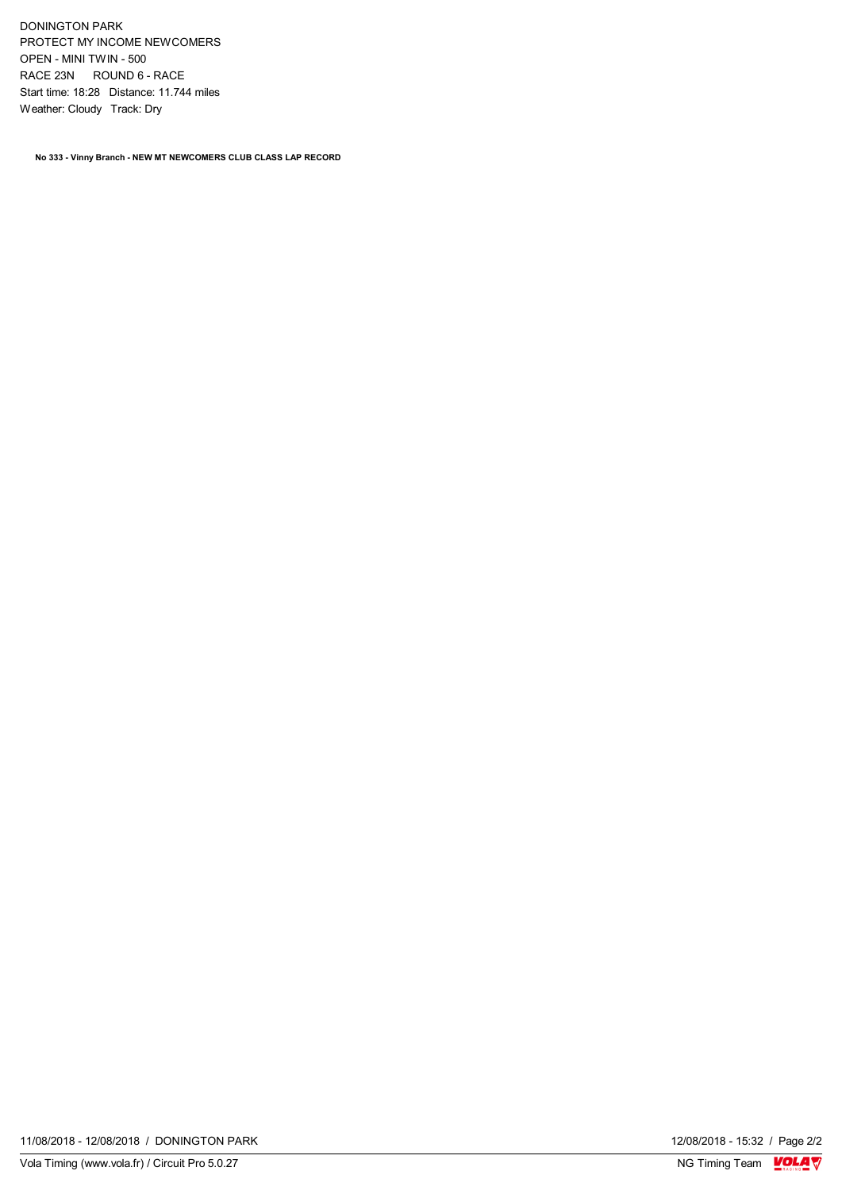DONINGTON PARK
PROTECT MY INCOME NEWCOMERS
OPEN - MINI TWIN - 500
RACE 23N ROUND 6 - RACE
Start time: 18:28 Distance: 11.744 miles
Weather: Cloudy Track: Dry

**No 333 - Vinny Branch - NEW MT NEWCOMERS CLUB CLASS LAP RECORD**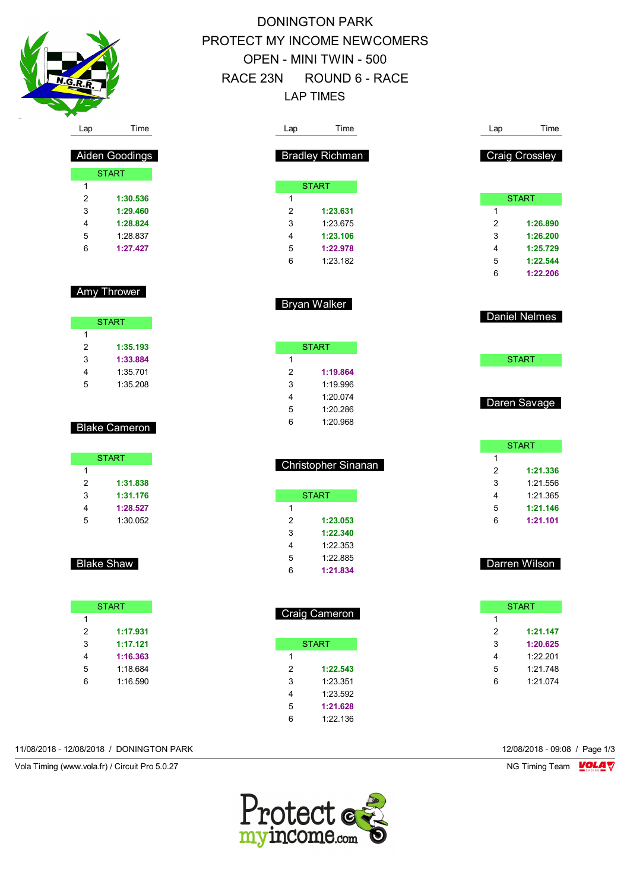# DONINGTON PARK

## PROTECT MY INCOME NEWCOMERS

## OPEN - MINI TWIN - 500

## RACE 23N ROUND 6 - RACE

## LAP TIMES

### Aiden Goodings

| Lap | Time |
|---|---|
| START | |
| 1 | |
| 2 | **1:30.536** |
| 3 | **1:29.460** |
| 4 | **1:28.824** |
| 5 | 1:28.837 |
| 6 | **1:27.427** |

### Amy Thrower

| Lap | Time |
|---|---|
| START | |
| 1 | |
| 2 | **1:35.193** |
| 3 | **1:33.884** |
| 4 | 1:35.701 |
| 5 | 1:35.208 |

### Blake Cameron

| Lap | Time |
|---|---|
| START | |
| 1 | |
| 2 | **1:31.838** |
| 3 | **1:31.176** |
| 4 | **1:28.527** |
| 5 | 1:30.052 |

### Blake Shaw

| Lap | Time |
|---|---|
| START | |
| 1 | |
| 2 | **1:17.931** |
| 3 | **1:17.121** |
| 4 | **1:16.363** |
| 5 | 1:18.684 |
| 6 | 1:16.590 |

### Bradley Richman

| Lap | Time |
|---|---|
| START | |
| 1 | |
| 2 | **1:23.631** |
| 3 | 1:23.675 |
| 4 | **1:23.106** |
| 5 | **1:22.978** |
| 6 | 1:23.182 |

### Bryan Walker

| Lap | Time |
|---|---|
| START | |
| 1 | |
| 2 | **1:19.864** |
| 3 | 1:19.996 |
| 4 | 1:20.074 |
| 5 | 1:20.286 |
| 6 | 1:20.968 |

### Christopher Sinanan

| Lap | Time |
|---|---|
| START | |
| 1 | |
| 2 | **1:23.053** |
| 3 | **1:22.340** |
| 4 | 1:22.353 |
| 5 | 1:22.885 |
| 6 | **1:21.834** |

### Craig Cameron

| Lap | Time |
|---|---|
| START | |
| 1 | |
| 2 | **1:22.543** |
| 3 | 1:23.351 |
| 4 | 1:23.592 |
| 5 | **1:21.628** |
| 6 | 1:22.136 |

### Craig Crossley

| Lap | Time |
|---|---|
| START | |
| 1 | |
| 2 | **1:26.890** |
| 3 | **1:26.200** |
| 4 | **1:25.729** |
| 5 | **1:22.544** |
| 6 | **1:22.206** |

### Daniel Nelmes

| Lap | Time |
|---|---|
| START | |

### Daren Savage

| Lap | Time |
|---|---|
| START | |
| 1 | |
| 2 | **1:21.336** |
| 3 | 1:21.556 |
| 4 | 1:21.365 |
| 5 | **1:21.146** |
| 6 | **1:21.101** |

### Darren Wilson

| Lap | Time |
|---|---|
| START | |
| 1 | |
| 2 | **1:21.147** |
| 3 | **1:20.625** |
| 4 | 1:22.201 |
| 5 | 1:21.748 |
| 6 | 1:21.074 |

11/08/2018 - 12/08/2018 / DONINGTON PARK

12/08/2018 - 09:08

Vola Timing (www.vola.fr) / Circuit Pro 5.0.27

NG Timing Team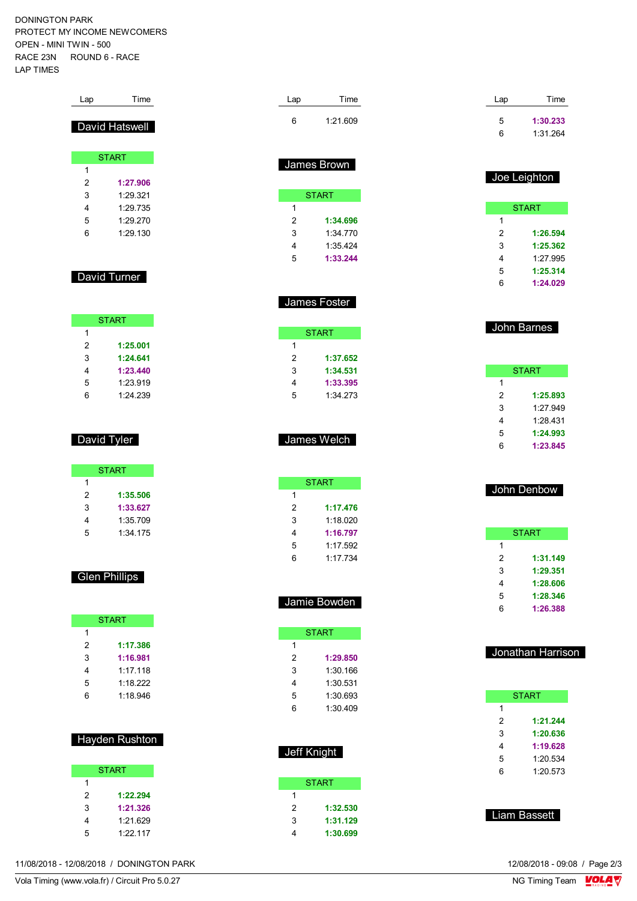DONINGTON PARK
PROTECT MY INCOME NEWCOMERS
OPEN - MINI TWIN - 500
RACE 23N ROUND 6 - RACE
LAP TIMES

| Lap | Time |
|---|---|
| 6 | 1:21.609 |

| Lap | Time |
|---|---|
| 5 | **1:30.233** |
| 6 | 1:31.264 |

## David Hatswell

| Lap | Time |
|---|---|
| START | |
| 1 | |
| 2 | **1:27.906** |
| 3 | 1:29.321 |
| 4 | 1:29.735 |
| 5 | 1:29.270 |
| 6 | 1:29.130 |

## David Turner

| Lap | Time |
|---|---|
| START | |
| 1 | |
| 2 | **1:25.001** |
| 3 | **1:24.641** |
| 4 | **1:23.440** |
| 5 | 1:23.919 |
| 6 | 1:24.239 |

## David Tyler

| Lap | Time |
|---|---|
| START | |
| 1 | |
| 2 | **1:35.506** |
| 3 | **1:33.627** |
| 4 | 1:35.709 |
| 5 | 1:34.175 |

## Glen Phillips

| Lap | Time |
|---|---|
| START | |
| 1 | |
| 2 | **1:17.386** |
| 3 | **1:16.981** |
| 4 | 1:17.118 |
| 5 | 1:18.222 |
| 6 | 1:18.946 |

## Hayden Rushton

| Lap | Time |
|---|---|
| START | |
| 1 | |
| 2 | **1:22.294** |
| 3 | **1:21.326** |
| 4 | 1:21.629 |
| 5 | 1:22.117 |

## James Brown

| Lap | Time |
|---|---|
| START | |
| 1 | |
| 2 | **1:34.696** |
| 3 | 1:34.770 |
| 4 | 1:35.424 |
| 5 | **1:33.244** |

## James Foster

| Lap | Time |
|---|---|
| START | |
| 1 | |
| 2 | **1:37.652** |
| 3 | **1:34.531** |
| 4 | **1:33.395** |
| 5 | 1:34.273 |

## James Welch

| Lap | Time |
|---|---|
| START | |
| 1 | |
| 2 | **1:17.476** |
| 3 | 1:18.020 |
| 4 | **1:16.797** |
| 5 | 1:17.592 |
| 6 | 1:17.734 |

## Jamie Bowden

| Lap | Time |
|---|---|
| START | |
| 1 | |
| 2 | **1:29.850** |
| 3 | 1:30.166 |
| 4 | 1:30.531 |
| 5 | 1:30.693 |
| 6 | 1:30.409 |

## Jeff Knight

| Lap | Time |
|---|---|
| START | |
| 1 | |
| 2 | **1:32.530** |
| 3 | **1:31.129** |
| 4 | **1:30.699** |

## Joe Leighton

| Lap | Time |
|---|---|
| START | |
| 1 | |
| 2 | **1:26.594** |
| 3 | **1:25.362** |
| 4 | 1:27.995 |
| 5 | **1:25.314** |
| 6 | **1:24.029** |

## John Barnes

| Lap | Time |
|---|---|
| START | |
| 1 | |
| 2 | **1:25.893** |
| 3 | 1:27.949 |
| 4 | 1:28.431 |
| 5 | **1:24.993** |
| 6 | **1:23.845** |

## John Denbow

| Lap | Time |
|---|---|
| START | |
| 1 | |
| 2 | **1:31.149** |
| 3 | **1:29.351** |
| 4 | **1:28.606** |
| 5 | **1:28.346** |
| 6 | **1:26.388** |

## Jonathan Harrison

| Lap | Time |
|---|---|
| START | |
| 1 | |
| 2 | **1:21.244** |
| 3 | **1:20.636** |
| 4 | **1:19.628** |
| 5 | 1:20.534 |
| 6 | 1:20.573 |

## Liam Bassett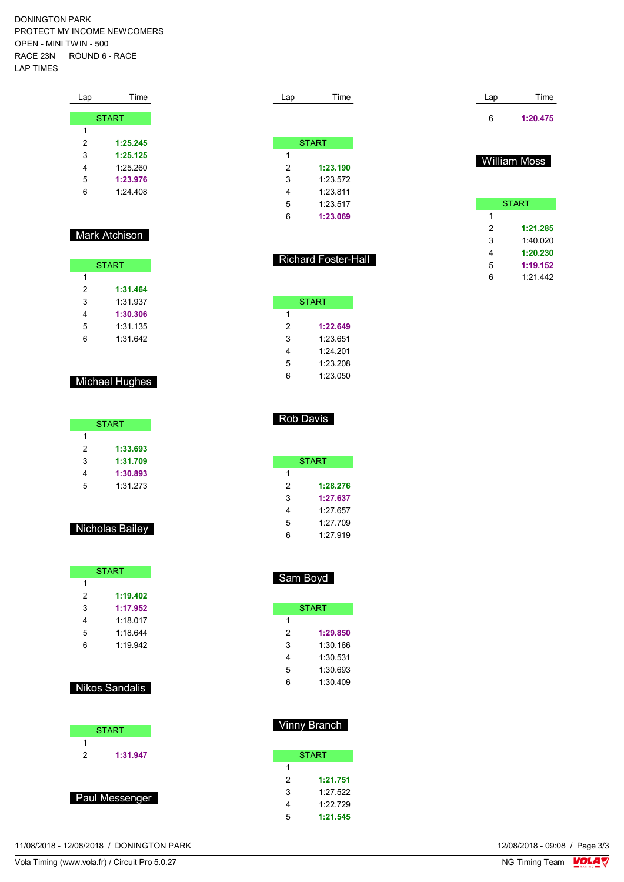DONINGTON PARK
PROTECT MY INCOME NEWCOMERS
OPEN - MINI TWIN - 500
RACE 23N ROUND 6 - RACE
LAP TIMES

| Lap | Time |
|---|---|
| START | |
| 1 | |
| 2 | **1:25.245** |
| 3 | **1:25.125** |
| 4 | 1:25.260 |
| 5 | **1:23.976** |
| 6 | 1:24.408 |

## Mark Atchison

| Lap | Time |
|---|---|
| START | |
| 1 | |
| 2 | **1:31.464** |
| 3 | 1:31.937 |
| 4 | **1:30.306** |
| 5 | 1:31.135 |
| 6 | 1:31.642 |

## Michael Hughes

| Lap | Time |
|---|---|
| START | |
| 1 | |
| 2 | **1:33.693** |
| 3 | **1:31.709** |
| 4 | **1:30.893** |
| 5 | 1:31.273 |

## Nicholas Bailey

| Lap | Time |
|---|---|
| START | |
| 1 | |
| 2 | **1:19.402** |
| 3 | **1:17.952** |
| 4 | 1:18.017 |
| 5 | 1:18.644 |
| 6 | 1:19.942 |

## Nikos Sandalis

| Lap | Time |
|---|---|
| START | |
| 1 | |
| 2 | **1:31.947** |

## Paul Messenger

| Lap | Time |
|---|---|
| START | |
| 1 | |
| 2 | **1:23.190** |
| 3 | 1:23.572 |
| 4 | 1:23.811 |
| 5 | 1:23.517 |
| 6 | **1:23.069** |

## Richard Foster-Hall

| Lap | Time |
|---|---|
| START | |
| 1 | |
| 2 | **1:22.649** |
| 3 | 1:23.651 |
| 4 | 1:24.201 |
| 5 | 1:23.208 |
| 6 | 1:23.050 |

## Rob Davis

| Lap | Time |
|---|---|
| START | |
| 1 | |
| 2 | **1:28.276** |
| 3 | **1:27.637** |
| 4 | 1:27.657 |
| 5 | 1:27.709 |
| 6 | 1:27.919 |

## Sam Boyd

| Lap | Time |
|---|---|
| START | |
| 1 | |
| 2 | **1:29.850** |
| 3 | 1:30.166 |
| 4 | 1:30.531 |
| 5 | 1:30.693 |
| 6 | 1:30.409 |

## Vinny Branch

| Lap | Time |
|---|---|
| START | |
| 1 | |
| 2 | **1:21.751** |
| 3 | 1:27.522 |
| 4 | 1:22.729 |
| 5 | **1:21.545** |
| 6 | **1:20.475** |

## William Moss

| Lap | Time |
|---|---|
| START | |
| 1 | |
| 2 | **1:21.285** |
| 3 | 1:40.020 |
| 4 | **1:20.230** |
| 5 | **1:19.152** |
| 6 | 1:21.442 |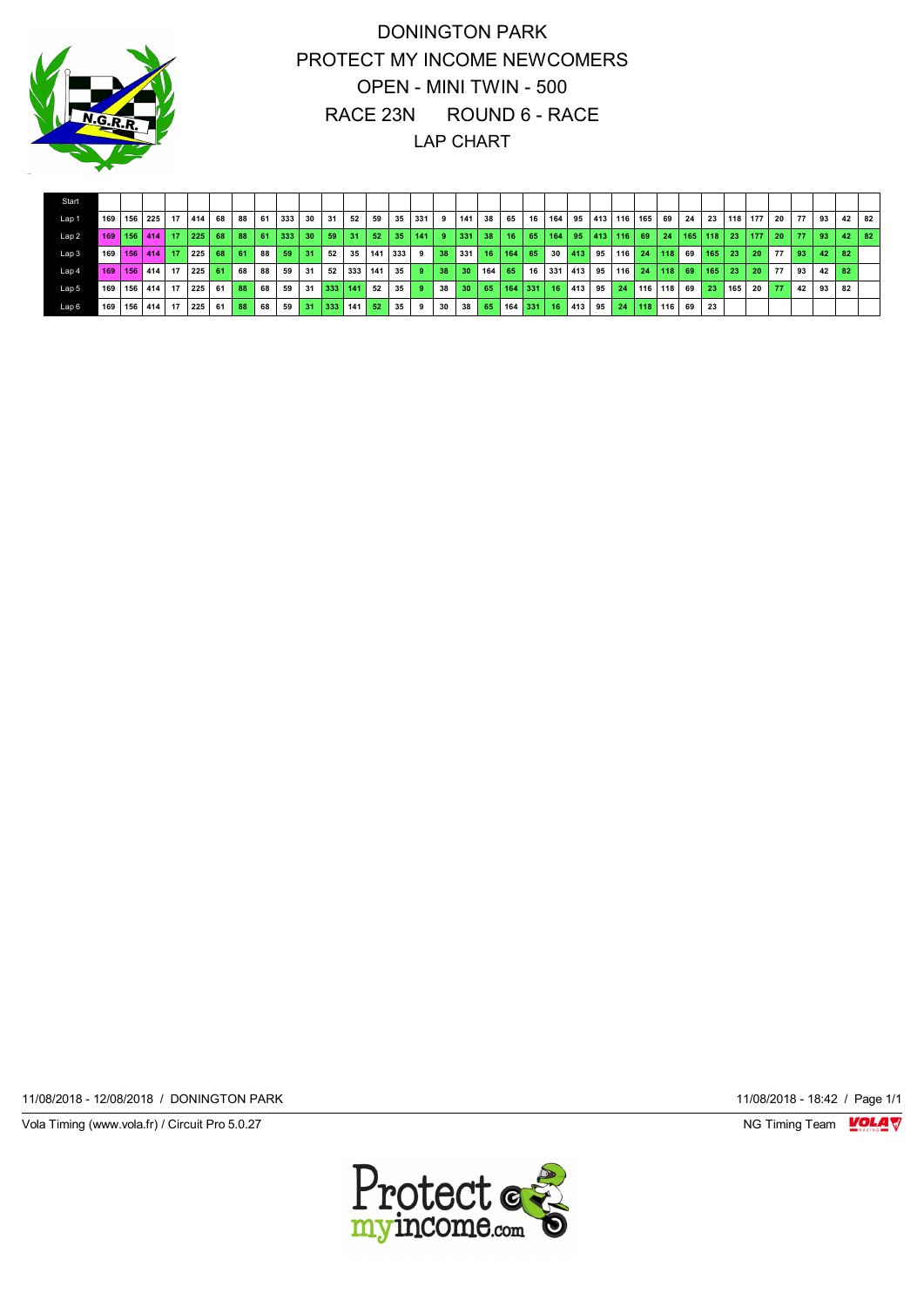# DONINGTON PARK

## PROTECT MY INCOME NEWCOMERS

## OPEN - MINI TWIN - 500

## RACE 23N ROUND 6 - RACE

## LAP CHART

| | | | | | | | | | | | | | | | | | | | | | | | | | | | | | | | | | | | | |
|---|---|---|---|---|---|---|---|---|---|---|---|---|---|---|---|---|---|---|---|---|---|---|---|---|---|---|---|---|---|---|---|---|---|---|---|---|
| Start | | | | | | | | | | | | | | | | | | | | | | | | | | | | | | | | | | | | |
| Lap 1 | 169 | 156 | 225 | 17 | 414 | 68 | 88 | 61 | 333 | 30 | 31 | 52 | 59 | 35 | 331 | 9 | 141 | 38 | 65 | 16 | 164 | 95 | 413 | 116 | 165 | 69 | 24 | 23 | 118 | 177 | 20 | 77 | 93 | 42 | 82 |
| Lap 2 | 169 | 156 | 414 | 17 | 225 | 68 | 88 | 61 | 333 | 30 | 59 | 31 | 52 | 35 | 141 | 9 | 331 | 38 | 16 | 65 | 164 | 95 | 413 | 116 | 69 | 24 | 165 | 118 | 23 | 177 | 20 | 77 | 93 | 42 | 82 |
| Lap 3 | 169 | 156 | 414 | 17 | 225 | 68 | 61 | 88 | 59 | 31 | 52 | 35 | 141 | 333 | 9 | 38 | 331 | 16 | 164 | 65 | 30 | 413 | 95 | 116 | 24 | 118 | 69 | 165 | 23 | 20 | 77 | 93 | 42 | 82 | |
| Lap 4 | 169 | 156 | 414 | 17 | 225 | 61 | 68 | 88 | 59 | 31 | 52 | 333 | 141 | 35 | 9 | 38 | 30 | 164 | 65 | 16 | 331 | 413 | 95 | 116 | 24 | 118 | 69 | 165 | 23 | 20 | 77 | 93 | 42 | 82 | |
| Lap 5 | 169 | 156 | 414 | 17 | 225 | 61 | 88 | 68 | 59 | 31 | 333 | 141 | 52 | 35 | 9 | 38 | 30 | 65 | 164 | 331 | 16 | 413 | 95 | 24 | 116 | 118 | 69 | 23 | 165 | 20 | 77 | 42 | 93 | 82 | |
| Lap 6 | 169 | 156 | 414 | 17 | 225 | 61 | 88 | 68 | 59 | 31 | 333 | 141 | 52 | 35 | 9 | 30 | 38 | 65 | 164 | 331 | 16 | 413 | 95 | 24 | 118 | 116 | 69 | 23 | | | | | | | |

11/08/2018 - 12/08/2018 / DONINGTON PARK

11/08/2018 - 18:42 / Page 1/1

Vola Timing (www.vola.fr) / Circuit Pro 5.0.27

NG Timing Team